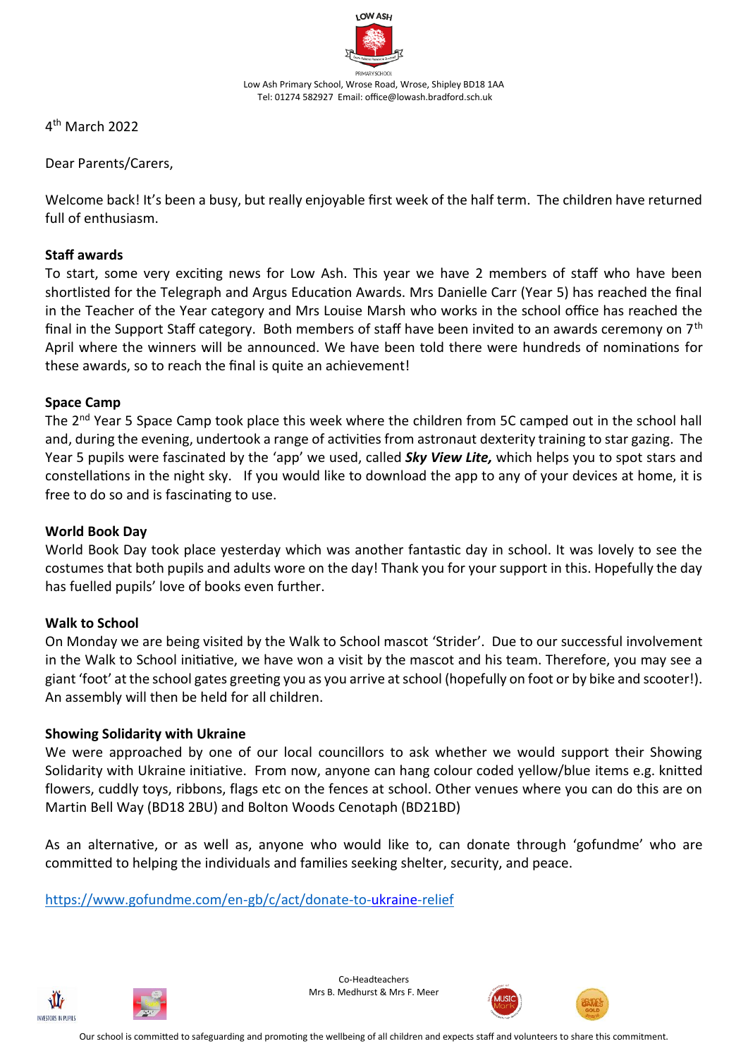LOW ASH

PRIMARY SCHOOL

Low Ash Primary School, Wrose Road, Wrose, Shipley BD18 1AA
Tel: 01274 582927 Email: office@lowash.bradford.sch.uk

4th March 2022

Dear Parents/Carers,

Welcome back! It's been a busy, but really enjoyable first week of the half term. The children have returned full of enthusiasm.

**Staff awards**

To start, some very exciting news for Low Ash. This year we have 2 members of staff who have been shortlisted for the Telegraph and Argus Education Awards. Mrs Danielle Carr (Year 5) has reached the final in the Teacher of the Year category and Mrs Louise Marsh who works in the school office has reached the final in the Support Staff category. Both members of staff have been invited to an awards ceremony on 7th April where the winners will be announced. We have been told there were hundreds of nominations for these awards, so to reach the final is quite an achievement!

**Space Camp**

The 2nd Year 5 Space Camp took place this week where the children from 5C camped out in the school hall and, during the evening, undertook a range of activities from astronaut dexterity training to star gazing. The Year 5 pupils were fascinated by the 'app' we used, called ***Sky View Lite,*** which helps you to spot stars and constellations in the night sky. If you would like to download the app to any of your devices at home, it is free to do so and is fascinating to use.

**World Book Day**

World Book Day took place yesterday which was another fantastic day in school. It was lovely to see the costumes that both pupils and adults wore on the day! Thank you for your support in this. Hopefully the day has fuelled pupils' love of books even further.

**Walk to School**

On Monday we are being visited by the Walk to School mascot 'Strider'. Due to our successful involvement in the Walk to School initiative, we have won a visit by the mascot and his team. Therefore, you may see a giant 'foot' at the school gates greeting you as you arrive at school (hopefully on foot or by bike and scooter!). An assembly will then be held for all children.

**Showing Solidarity with Ukraine**

We were approached by one of our local councillors to ask whether we would support their Showing Solidarity with Ukraine initiative. From now, anyone can hang colour coded yellow/blue items e.g. knitted flowers, cuddly toys, ribbons, flags etc on the fences at school. Other venues where you can do this are on Martin Bell Way (BD18 2BU) and Bolton Woods Cenotaph (BD21BD)

As an alternative, or as well as, anyone who would like to, can donate through 'gofundme' who are committed to helping the individuals and families seeking shelter, security, and peace.

https://www.gofundme.com/en-gb/c/act/donate-to-ukraine-relief

Co-Headteachers
Mrs B. Medhurst & Mrs F. Meer

Our school is committed to safeguarding and promoting the wellbeing of all children and expects staff and volunteers to share this commitment.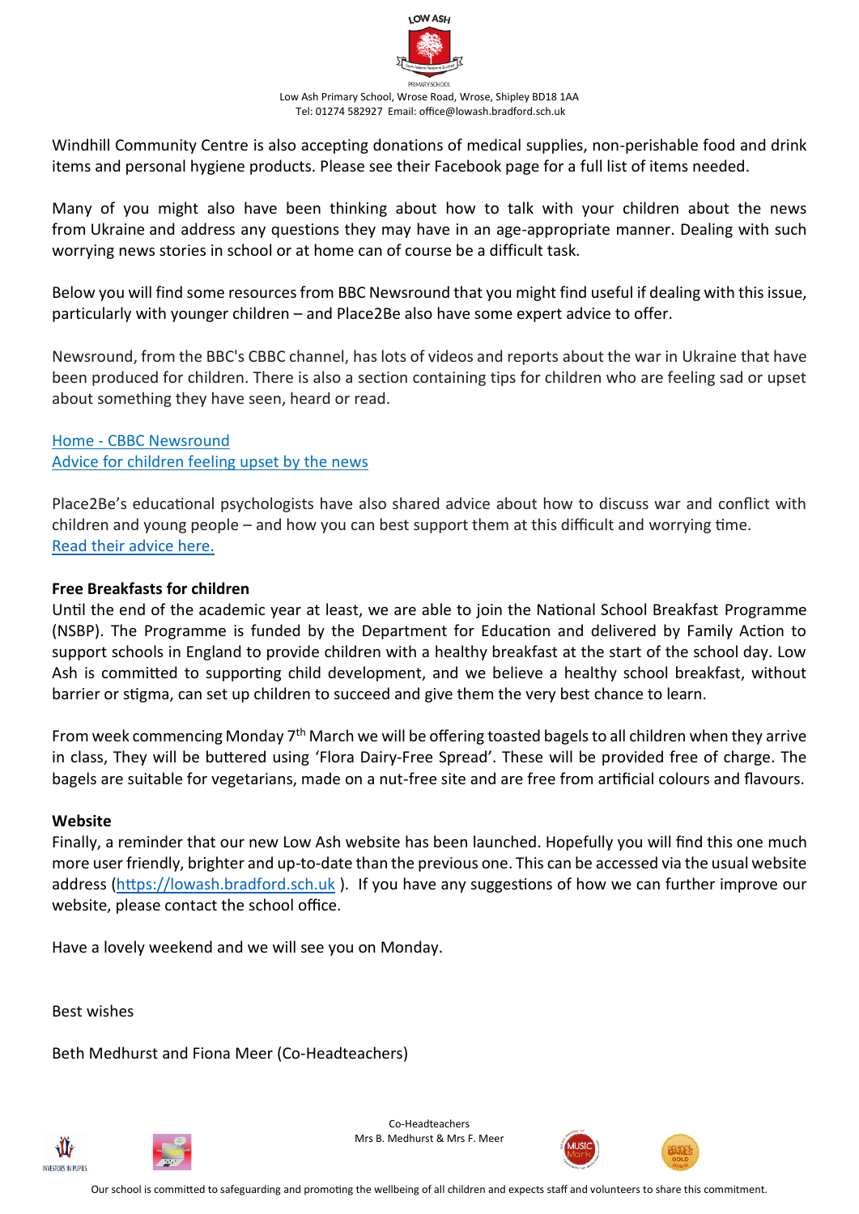Windhill Community Centre is also accepting donations of medical supplies, non-perishable food and drink items and personal hygiene products. Please see their Facebook page for a full list of items needed.

Many of you might also have been thinking about how to talk with your children about the news from Ukraine and address any questions they may have in an age-appropriate manner. Dealing with such worrying news stories in school or at home can of course be a difficult task.

Below you will find some resources from BBC Newsround that you might find useful if dealing with this issue, particularly with younger children – and Place2Be also have some expert advice to offer.

Newsround, from the BBC's CBBC channel, has lots of videos and reports about the war in Ukraine that have been produced for children. There is also a section containing tips for children who are feeling sad or upset about something they have seen, heard or read.

Home - CBBC Newsround
Advice for children feeling upset by the news

Place2Be's educational psychologists have also shared advice about how to discuss war and conflict with children and young people – and how you can best support them at this difficult and worrying time.
Read their advice here.

**Free Breakfasts for children**

Until the end of the academic year at least, we are able to join the National School Breakfast Programme (NSBP). The Programme is funded by the Department for Education and delivered by Family Action to support schools in England to provide children with a healthy breakfast at the start of the school day. Low Ash is committed to supporting child development, and we believe a healthy school breakfast, without barrier or stigma, can set up children to succeed and give them the very best chance to learn.

From week commencing Monday 7th March we will be offering toasted bagels to all children when they arrive in class, They will be buttered using 'Flora Dairy-Free Spread'. These will be provided free of charge. The bagels are suitable for vegetarians, made on a nut-free site and are free from artificial colours and flavours.

**Website**

Finally, a reminder that our new Low Ash website has been launched. Hopefully you will find this one much more user friendly, brighter and up-to-date than the previous one. This can be accessed via the usual website address (https://lowash.bradford.sch.uk ). If you have any suggestions of how we can further improve our website, please contact the school office.

Have a lovely weekend and we will see you on Monday.

Best wishes

Beth Medhurst and Fiona Meer (Co-Headteachers)